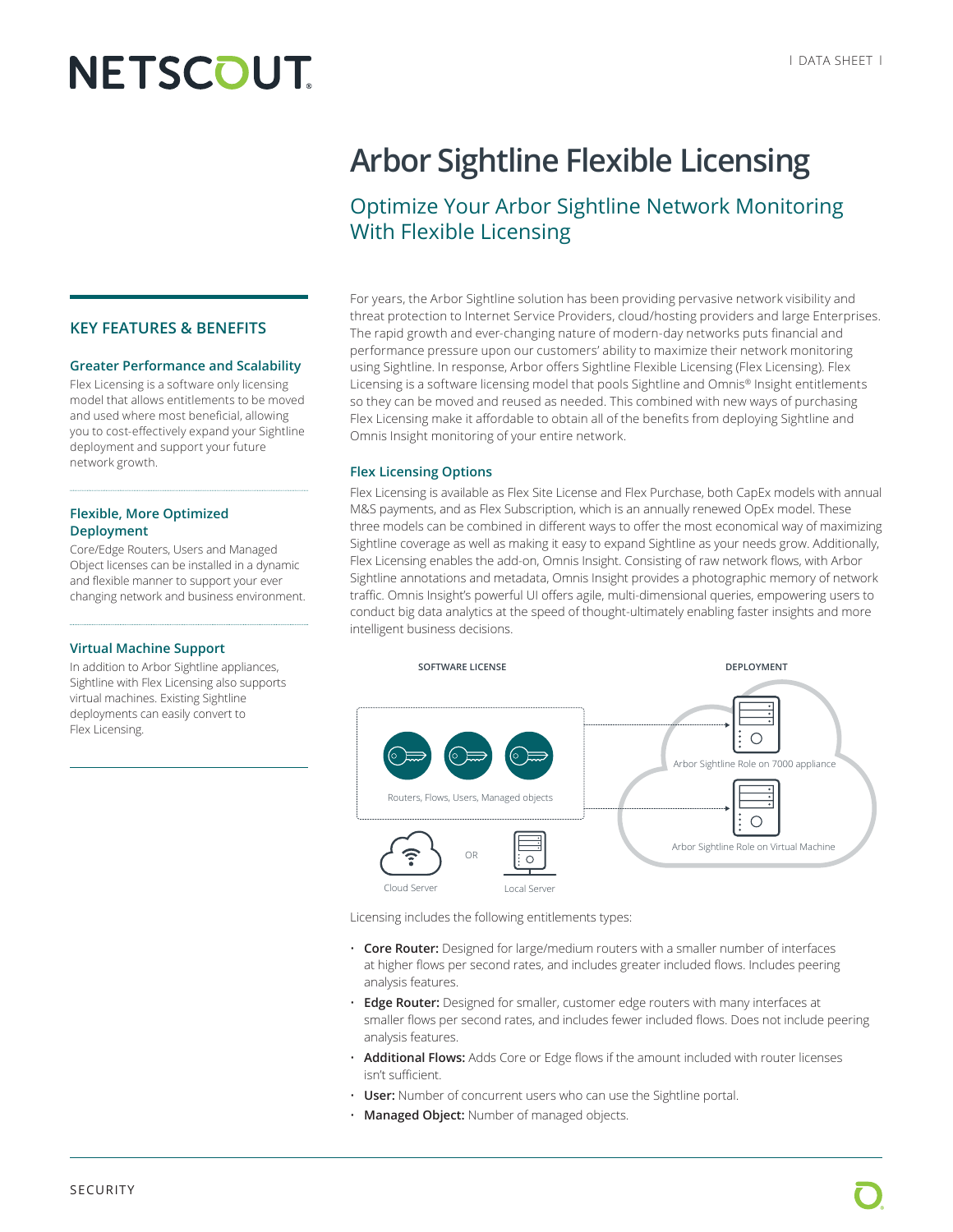# Arbor Sightline Flexible Licensing

## Optimize Your Arbor Sightline Network Monitoring With Flexible Licensing

For years, the Arbor Sightline solution has been providing pervasive network visibility and threat protection to Internet Service Providers, cloud/hosting providers and large Enterprises. The rapid growth and ever-changing nature of modern-day networks puts financial and performance pressure upon our customers' ability to maximize their network monitoring using Sightline. In response, Arbor offers Sightline Flexible Licensing (Flex Licensing). Flex Licensing is a software licensing model that pools Sightline and Omnis® Insight entitlements so they can be moved and reused as needed. This combined with new ways of purchasing Flex Licensing make it affordable to obtain all of the benefits from deploying Sightline and Omnis Insight monitoring of your entire network.

### Flex Licensing Options

Flex Licensing is available as Flex Site License and Flex Purchase, both CapEx models with annual M&S payments, and as Flex Subscription, which is an annually renewed OpEx model. These three models can be combined in different ways to offer the most economical way of maximizing Sightline coverage as well as making it easy to expand Sightline as your needs grow. Additionally, Flex Licensing enables the add-on, Omnis Insight. Consisting of raw network flows, with Arbor Sightline annotations and metadata, Omnis Insight provides a photographic memory of network traffic. Omnis Insight's powerful UI offers agile, multi-dimensional queries, empowering users to conduct big data analytics at the speed of thought-ultimately enabling faster insights and more intelligent business decisions.

SOFTWARE LICENSE

Routers, Flows, Users, Managed objects

Cloud Server OR Local Server

DEPLOYMENT

Arbor Sightline Role on 7000 appliance

Arbor Sightline Role on Virtual Machine

Licensing includes the following entitlements types:

- **Core Router:** Designed for large/medium routers with a smaller number of interfaces at higher flows per second rates, and includes greater included flows. Includes peering analysis features.
- **Edge Router:** Designed for smaller, customer edge routers with many interfaces at smaller flows per second rates, and includes fewer included flows. Does not include peering analysis features.
- **Additional Flows:** Adds Core or Edge flows if the amount included with router licenses isn't sufficient.
- **User:** Number of concurrent users who can use the Sightline portal.
- **Managed Object:** Number of managed objects.

## KEY FEATURES & BENEFITS

### Greater Performance and Scalability

Flex Licensing is a software only licensing model that allows entitlements to be moved and used where most beneficial, allowing you to cost-effectively expand your Sightline deployment and support your future network growth.

### Flexible, More Optimized Deployment

Core/Edge Routers, Users and Managed Object licenses can be installed in a dynamic and flexible manner to support your ever changing network and business environment.

### Virtual Machine Support

In addition to Arbor Sightline appliances, Sightline with Flex Licensing also supports virtual machines. Existing Sightline deployments can easily convert to Flex Licensing.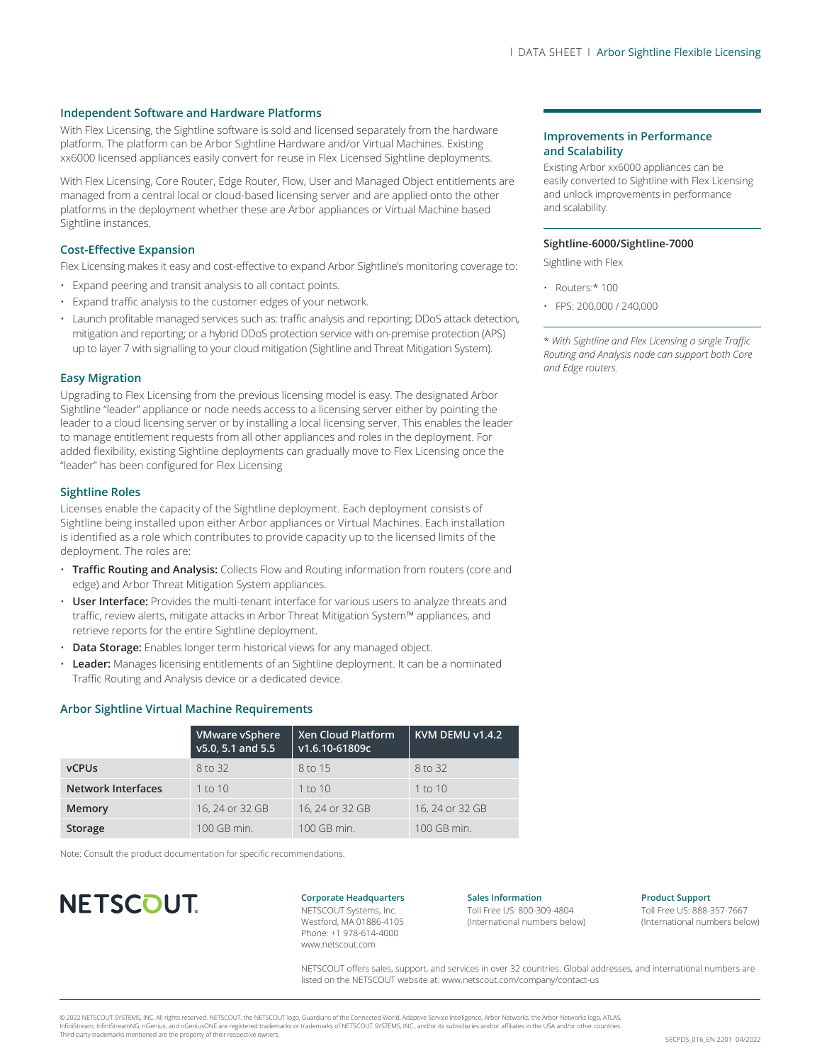## Independent Software and Hardware Platforms

With Flex Licensing, the Sightline software is sold and licensed separately from the hardware platform. The platform can be Arbor Sightline Hardware and/or Virtual Machines. Existing xx6000 licensed appliances easily convert for reuse in Flex Licensed Sightline deployments.

With Flex Licensing, Core Router, Edge Router, Flow, User and Managed Object entitlements are managed from a central local or cloud-based licensing server and are applied onto the other platforms in the deployment whether these are Arbor appliances or Virtual Machine based Sightline instances.

## Cost-Effective Expansion

Flex Licensing makes it easy and cost-effective to expand Arbor Sightline's monitoring coverage to:

- Expand peering and transit analysis to all contact points.
- Expand traffic analysis to the customer edges of your network.
- Launch profitable managed services such as: traffic analysis and reporting; DDoS attack detection, mitigation and reporting; or a hybrid DDoS protection service with on-premise protection (APS) up to layer 7 with signalling to your cloud mitigation (Sightline and Threat Mitigation System).

## Easy Migration

Upgrading to Flex Licensing from the previous licensing model is easy. The designated Arbor Sightline "leader" appliance or node needs access to a licensing server either by pointing the leader to a cloud licensing server or by installing a local licensing server. This enables the leader to manage entitlement requests from all other appliances and roles in the deployment. For added flexibility, existing Sightline deployments can gradually move to Flex Licensing once the "leader" has been configured for Flex Licensing

## Sightline Roles

Licenses enable the capacity of the Sightline deployment. Each deployment consists of Sightline being installed upon either Arbor appliances or Virtual Machines. Each installation is identified as a role which contributes to provide capacity up to the licensed limits of the deployment. The roles are:

- **Traffic Routing and Analysis:** Collects Flow and Routing information from routers (core and edge) and Arbor Threat Mitigation System appliances.
- **User Interface:** Provides the multi-tenant interface for various users to analyze threats and traffic, review alerts, mitigate attacks in Arbor Threat Mitigation System™ appliances, and retrieve reports for the entire Sightline deployment.
- **Data Storage:** Enables longer term historical views for any managed object.
- **Leader:** Manages licensing entitlements of an Sightline deployment. It can be a nominated Traffic Routing and Analysis device or a dedicated device.

## Arbor Sightline Virtual Machine Requirements

| | VMware vSphere v5.0, 5.1 and 5.5 | Xen Cloud Platform v1.6.10-61809c | KVM DEMU v1.4.2 |
|---|---|---|---|
| **vCPUs** | 8 to 32 | 8 to 15 | 8 to 32 |
| **Network Interfaces** | 1 to 10 | 1 to 10 | 1 to 10 |
| **Memory** | 16, 24 or 32 GB | 16, 24 or 32 GB | 16, 24 or 32 GB |
| **Storage** | 100 GB min. | 100 GB min. | 100 GB min. |

Note: Consult the product documentation for specific recommendations.

## Improvements in Performance and Scalability

Existing Arbor xx6000 appliances can be easily converted to Sightline with Flex Licensing and unlock improvements in performance and scalability.

### Sightline-6000/Sightline-7000

Sightline with Flex

- Routers:* 100
- FPS: 200,000 / 240,000

*\* With Sightline and Flex Licensing a single Traffic Routing and Analysis node can support both Core and Edge routers.*

NETSCOUT

**Corporate Headquarters**
NETSCOUT Systems, Inc.
Westford, MA 01886-4105
Phone: +1 978-614-4000
www.netscout.com

**Sales Information**
Toll Free US: 800-309-4804
(International numbers below)

**Product Support**
Toll Free US: 888-357-7667
(International numbers below)

NETSCOUT offers sales, support, and services in over 32 countries. Global addresses, and international numbers are listed on the NETSCOUT website at: www.netscout.com/company/contact-us

© 2022 NETSCOUT SYSTEMS, INC. All rights reserved. NETSCOUT, the NETSCOUT logo, Guardians of the Connected World, Adaptive Service Intelligence, Arbor Networks, the Arbor Networks logo, ATLAS, InfiniStream, InfiniStreamNG, nGenius, and nGeniusONE are registered trademarks or trademarks of NETSCOUT SYSTEMS, INC., and/or its subsidiaries and/or affiliates in the USA and/or other countries. Third-party trademarks mentioned are the property of their respective owners.

SECPDS_016_EN-2201 04/2022